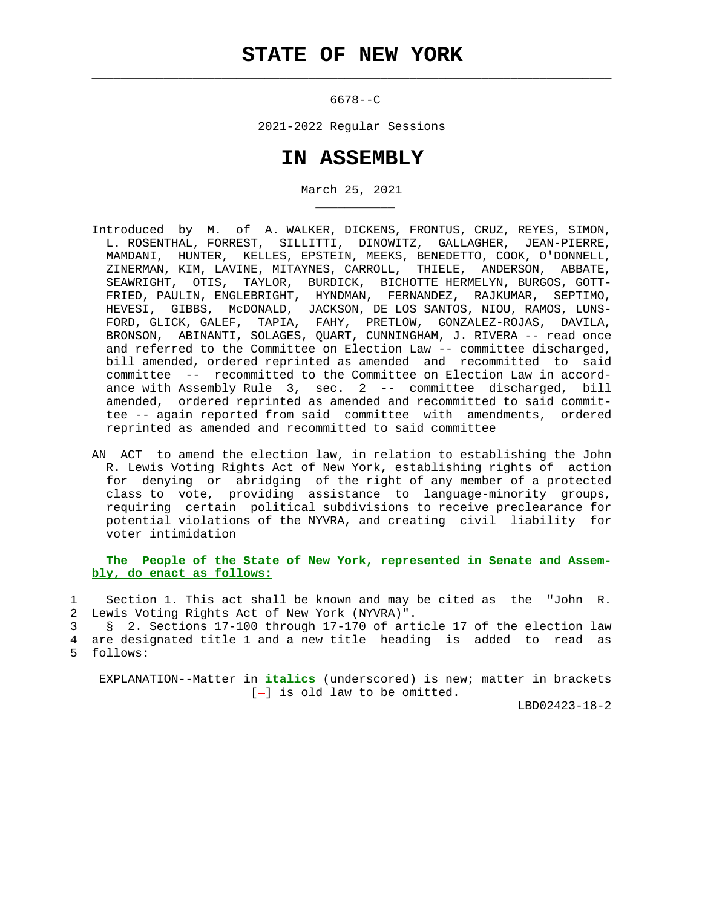# STATE OF NEW YORK

6678--C

2021-2022 Regular Sessions

# IN ASSEMBLY

March 25, 2021

Introduced by M. of A. WALKER, DICKENS, FRONTUS, CRUZ, REYES, SIMON, L. ROSENTHAL, FORREST, SILLITTI, DINOWITZ, GALLAGHER, JEAN-PIERRE, MAMDANI, HUNTER, KELLES, EPSTEIN, MEEKS, BENEDETTO, COOK, O'DONNELL, ZINERMAN, KIM, LAVINE, MITAYNES, CARROLL, THIELE, ANDERSON, ABBATE, SEAWRIGHT, OTIS, TAYLOR, BURDICK, BICHOTTE HERMELYN, BURGOS, GOTTFRIED, PAULIN, ENGLEBRIGHT, HYNDMAN, FERNANDEZ, RAJKUMAR, SEPTIMO, HEVESI, GIBBS, McDONALD, JACKSON, DE LOS SANTOS, NIOU, RAMOS, LUNSFORD, GLICK, GALEF, TAPIA, FAHY, PRETLOW, GONZALEZ-ROJAS, DAVILA, BRONSON, ABINANTI, SOLAGES, QUART, CUNNINGHAM, J. RIVERA -- read once and referred to the Committee on Election Law -- committee discharged, bill amended, ordered reprinted as amended and recommitted to said committee -- recommitted to the Committee on Election Law in accordance with Assembly Rule 3, sec. 2 -- committee discharged, bill amended, ordered reprinted as amended and recommitted to said committee -- again reported from said committee with amendments, ordered reprinted as amended and recommitted to said committee

AN ACT to amend the election law, in relation to establishing the John R. Lewis Voting Rights Act of New York, establishing rights of action for denying or abridging of the right of any member of a protected class to vote, providing assistance to language-minority groups, requiring certain political subdivisions to receive preclearance for potential violations of the NYVRA, and creating civil liability for voter intimidation

**The People of the State of New York, represented in Senate and Assembly, do enact as follows:**

1 Section 1. This act shall be known and may be cited as the "John R.
2 Lewis Voting Rights Act of New York (NYVRA)".
3 § 2. Sections 17-100 through 17-170 of article 17 of the election law
4 are designated title 1 and a new title heading is added to read as
5 follows:

EXPLANATION--Matter in ***italics*** (underscored) is new; matter in brackets [-] is old law to be omitted.

LBD02423-18-2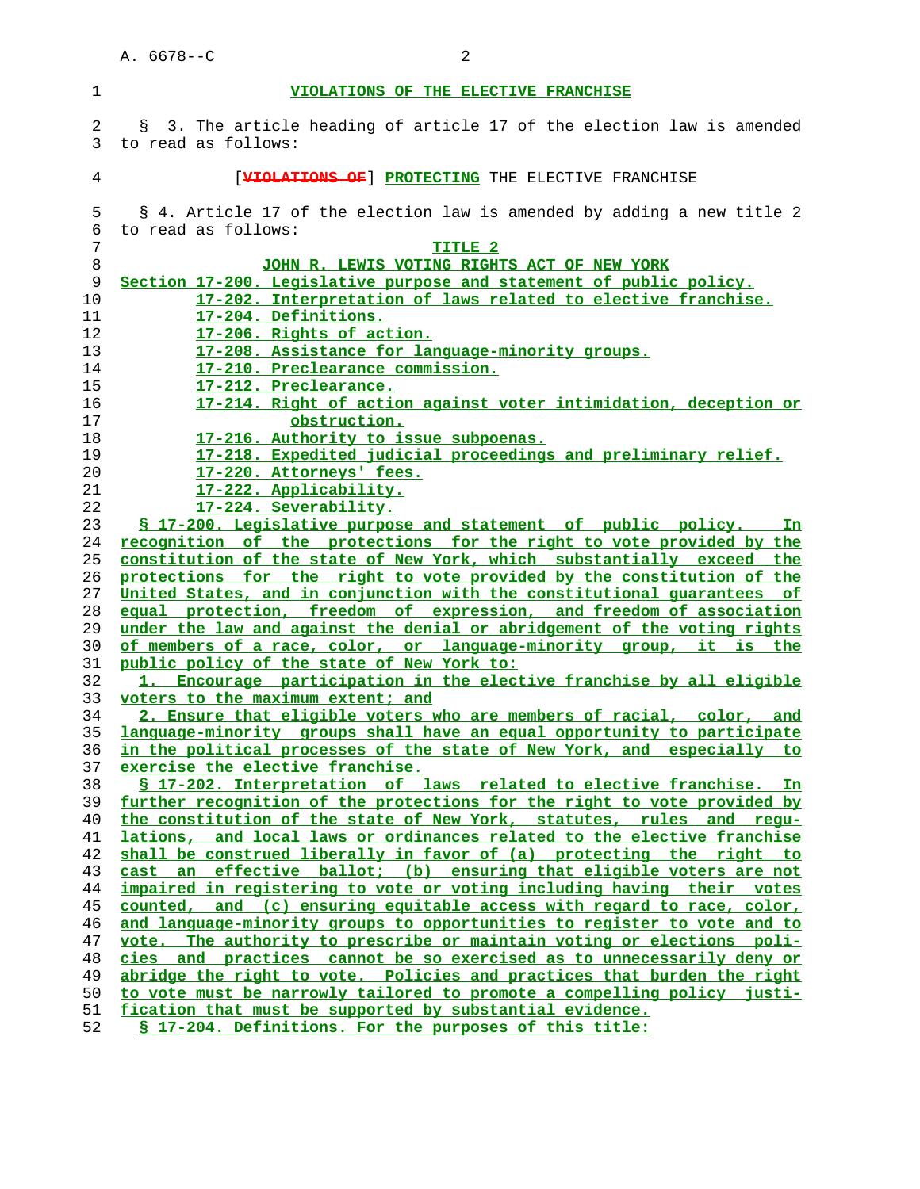VIOLATIONS OF THE ELECTIVE FRANCHISE

§ 3. The article heading of article 17 of the election law is amended to read as follows:

[~~VIOLATIONS OF~~] PROTECTING THE ELECTIVE FRANCHISE

§ 4. Article 17 of the election law is amended by adding a new title 2 to read as follows:

TITLE 2

JOHN R. LEWIS VOTING RIGHTS ACT OF NEW YORK

Section 17-200. Legislative purpose and statement of public policy.
17-202. Interpretation of laws related to elective franchise.
17-204. Definitions.
17-206. Rights of action.
17-208. Assistance for language-minority groups.
17-210. Preclearance commission.
17-212. Preclearance.
17-214. Right of action against voter intimidation, deception or obstruction.
17-216. Authority to issue subpoenas.
17-218. Expedited judicial proceedings and preliminary relief.
17-220. Attorneys' fees.
17-222. Applicability.
17-224. Severability.

§ 17-200. Legislative purpose and statement of public policy. In recognition of the protections for the right to vote provided by the constitution of the state of New York, which substantially exceed the protections for the right to vote provided by the constitution of the United States, and in conjunction with the constitutional guarantees of equal protection, freedom of expression, and freedom of association under the law and against the denial or abridgement of the voting rights of members of a race, color, or language-minority group, it is the public policy of the state of New York to:

1. Encourage participation in the elective franchise by all eligible voters to the maximum extent; and

2. Ensure that eligible voters who are members of racial, color, and language-minority groups shall have an equal opportunity to participate in the political processes of the state of New York, and especially to exercise the elective franchise.

§ 17-202. Interpretation of laws related to elective franchise. In further recognition of the protections for the right to vote provided by the constitution of the state of New York, statutes, rules and regulations, and local laws or ordinances related to the elective franchise shall be construed liberally in favor of (a) protecting the right to cast an effective ballot; (b) ensuring that eligible voters are not impaired in registering to vote or voting including having their votes counted, and (c) ensuring equitable access with regard to race, color, and language-minority groups to opportunities to register to vote and to vote. The authority to prescribe or maintain voting or elections policies and practices cannot be so exercised as to unnecessarily deny or abridge the right to vote. Policies and practices that burden the right to vote must be narrowly tailored to promote a compelling policy justification that must be supported by substantial evidence.

§ 17-204. Definitions. For the purposes of this title: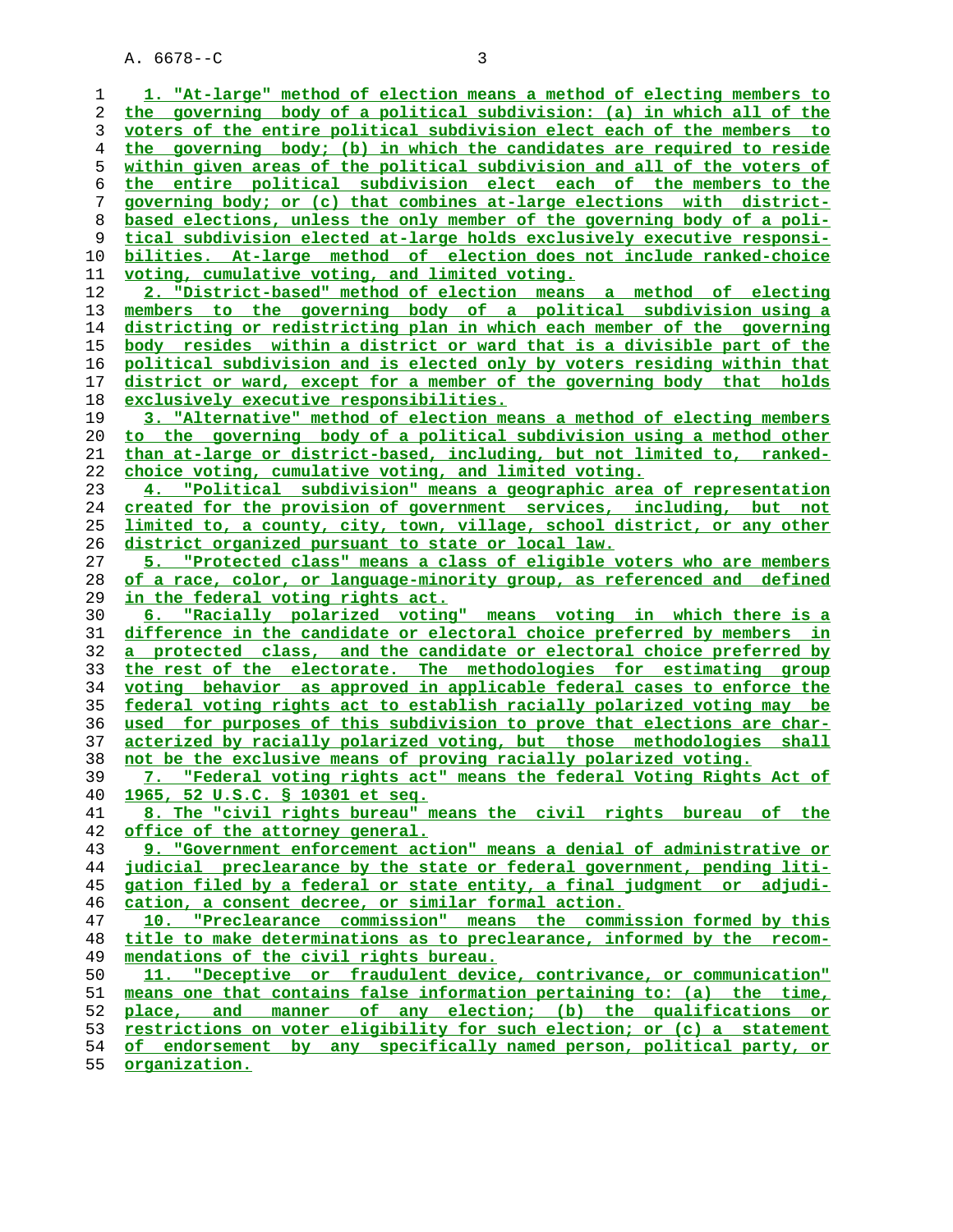1. "At-large" method of election means a method of electing members to the governing body of a political subdivision: (a) in which all of the voters of the entire political subdivision elect each of the members to the governing body; (b) in which the candidates are required to reside within given areas of the political subdivision and all of the voters of the entire political subdivision elect each of the members to the governing body; or (c) that combines at-large elections with district-based elections, unless the only member of the governing body of a political subdivision elected at-large holds exclusively executive responsibilities. At-large method of election does not include ranked-choice voting, cumulative voting, and limited voting.

2. "District-based" method of election means a method of electing members to the governing body of a political subdivision using a districting or redistricting plan in which each member of the governing body resides within a district or ward that is a divisible part of the political subdivision and is elected only by voters residing within that district or ward, except for a member of the governing body that holds exclusively executive responsibilities.

3. "Alternative" method of election means a method of electing members to the governing body of a political subdivision using a method other than at-large or district-based, including, but not limited to, ranked-choice voting, cumulative voting, and limited voting.

4. "Political subdivision" means a geographic area of representation created for the provision of government services, including, but not limited to, a county, city, town, village, school district, or any other district organized pursuant to state or local law.

5. "Protected class" means a class of eligible voters who are members of a race, color, or language-minority group, as referenced and defined in the federal voting rights act.

6. "Racially polarized voting" means voting in which there is a difference in the candidate or electoral choice preferred by members in a protected class, and the candidate or electoral choice preferred by the rest of the electorate. The methodologies for estimating group voting behavior as approved in applicable federal cases to enforce the federal voting rights act to establish racially polarized voting may be used for purposes of this subdivision to prove that elections are characterized by racially polarized voting, but those methodologies shall not be the exclusive means of proving racially polarized voting.

7. "Federal voting rights act" means the federal Voting Rights Act of 1965, 52 U.S.C. § 10301 et seq.

8. The "civil rights bureau" means the civil rights bureau of the office of the attorney general.

9. "Government enforcement action" means a denial of administrative or judicial preclearance by the state or federal government, pending litigation filed by a federal or state entity, a final judgment or adjudication, a consent decree, or similar formal action.

10. "Preclearance commission" means the commission formed by this title to make determinations as to preclearance, informed by the recommendations of the civil rights bureau.

11. "Deceptive or fraudulent device, contrivance, or communication" means one that contains false information pertaining to: (a) the time, place, and manner of any election; (b) the qualifications or restrictions on voter eligibility for such election; or (c) a statement of endorsement by any specifically named person, political party, or organization.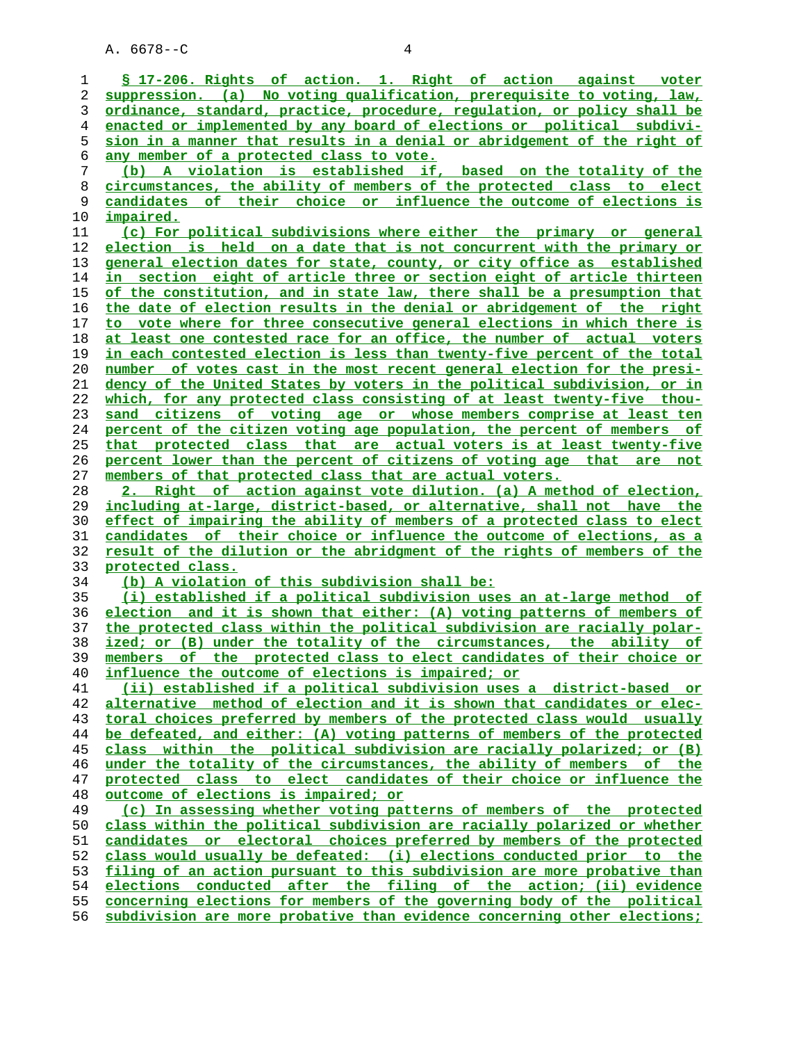§ 17-206. Rights of action. 1. Right of action against voter suppression. (a) No voting qualification, prerequisite to voting, law, ordinance, standard, practice, procedure, regulation, or policy shall be enacted or implemented by any board of elections or political subdivision in a manner that results in a denial or abridgement of the right of any member of a protected class to vote.

(b) A violation is established if, based on the totality of the circumstances, the ability of members of the protected class to elect candidates of their choice or influence the outcome of elections is impaired.

(c) For political subdivisions where either the primary or general election is held on a date that is not concurrent with the primary or general election dates for state, county, or city office as established in section eight of article three or section eight of article thirteen of the constitution, and in state law, there shall be a presumption that the date of election results in the denial or abridgement of the right to vote where for three consecutive general elections in which there is at least one contested race for an office, the number of actual voters in each contested election is less than twenty-five percent of the total number of votes cast in the most recent general election for the presidency of the United States by voters in the political subdivision, or in which, for any protected class consisting of at least twenty-five thousand citizens of voting age or whose members comprise at least ten percent of the citizen voting age population, the percent of members of that protected class that are actual voters is at least twenty-five percent lower than the percent of citizens of voting age that are not members of that protected class that are actual voters.

2. Right of action against vote dilution. (a) A method of election, including at-large, district-based, or alternative, shall not have the effect of impairing the ability of members of a protected class to elect candidates of their choice or influence the outcome of elections, as a result of the dilution or the abridgment of the rights of members of the protected class.

(b) A violation of this subdivision shall be:

(i) established if a political subdivision uses an at-large method of election and it is shown that either: (A) voting patterns of members of the protected class within the political subdivision are racially polarized; or (B) under the totality of the circumstances, the ability of members of the protected class to elect candidates of their choice or influence the outcome of elections is impaired; or

(ii) established if a political subdivision uses a district-based or alternative method of election and it is shown that candidates or electoral choices preferred by members of the protected class would usually be defeated, and either: (A) voting patterns of members of the protected class within the political subdivision are racially polarized; or (B) under the totality of the circumstances, the ability of members of the protected class to elect candidates of their choice or influence the outcome of elections is impaired; or

(c) In assessing whether voting patterns of members of the protected class within the political subdivision are racially polarized or whether candidates or electoral choices preferred by members of the protected class would usually be defeated: (i) elections conducted prior to the filing of an action pursuant to this subdivision are more probative than elections conducted after the filing of the action; (ii) evidence concerning elections for members of the governing body of the political subdivision are more probative than evidence concerning other elections;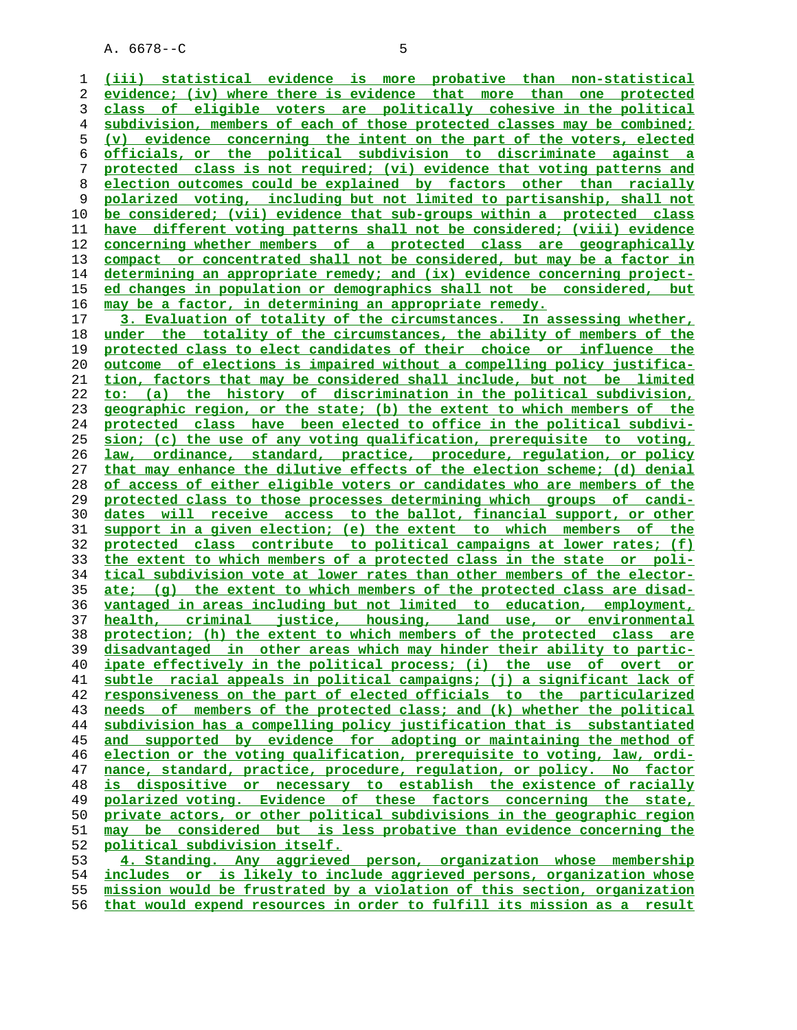(iii) statistical evidence is more probative than non-statistical evidence; (iv) where there is evidence that more than one protected class of eligible voters are politically cohesive in the political subdivision, members of each of those protected classes may be combined; (v) evidence concerning the intent on the part of the voters, elected officials, or the political subdivision to discriminate against a protected class is not required; (vi) evidence that voting patterns and election outcomes could be explained by factors other than racially polarized voting, including but not limited to partisanship, shall not be considered; (vii) evidence that sub-groups within a protected class have different voting patterns shall not be considered; (viii) evidence concerning whether members of a protected class are geographically compact or concentrated shall not be considered, but may be a factor in determining an appropriate remedy; and (ix) evidence concerning projected changes in population or demographics shall not be considered, but may be a factor, in determining an appropriate remedy.

3. Evaluation of totality of the circumstances. In assessing whether, under the totality of the circumstances, the ability of members of the protected class to elect candidates of their choice or influence the outcome of elections is impaired without a compelling policy justification, factors that may be considered shall include, but not be limited to: (a) the history of discrimination in the political subdivision, geographic region, or the state; (b) the extent to which members of the protected class have been elected to office in the political subdivision; (c) the use of any voting qualification, prerequisite to voting, law, ordinance, standard, practice, procedure, regulation, or policy that may enhance the dilutive effects of the election scheme; (d) denial of access of either eligible voters or candidates who are members of the protected class to those processes determining which groups of candidates will receive access to the ballot, financial support, or other support in a given election; (e) the extent to which members of the protected class contribute to political campaigns at lower rates; (f) the extent to which members of a protected class in the state or political subdivision vote at lower rates than other members of the electorate; (g) the extent to which members of the protected class are disadvantaged in areas including but not limited to education, employment, health, criminal justice, housing, land use, or environmental protection; (h) the extent to which members of the protected class are disadvantaged in other areas which may hinder their ability to participate effectively in the political process; (i) the use of overt or subtle racial appeals in political campaigns; (j) a significant lack of responsiveness on the part of elected officials to the particularized needs of members of the protected class; and (k) whether the political subdivision has a compelling policy justification that is substantiated and supported by evidence for adopting or maintaining the method of election or the voting qualification, prerequisite to voting, law, ordinance, standard, practice, procedure, regulation, or policy. No factor is dispositive or necessary to establish the existence of racially polarized voting. Evidence of these factors concerning the state, private actors, or other political subdivisions in the geographic region may be considered but is less probative than evidence concerning the political subdivision itself.

4. Standing. Any aggrieved person, organization whose membership includes or is likely to include aggrieved persons, organization whose mission would be frustrated by a violation of this section, organization that would expend resources in order to fulfill its mission as a result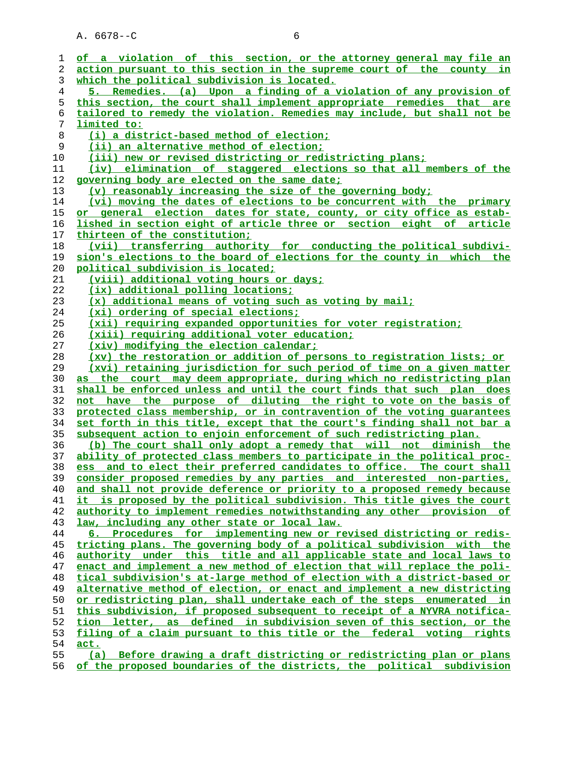of a violation of this section, or the attorney general may file an action pursuant to this section in the supreme court of the county in which the political subdivision is located.

5. Remedies. (a) Upon a finding of a violation of any provision of this section, the court shall implement appropriate remedies that are tailored to remedy the violation. Remedies may include, but shall not be limited to:

(i) a district-based method of election;

(ii) an alternative method of election;

(iii) new or revised districting or redistricting plans;

(iv) elimination of staggered elections so that all members of the governing body are elected on the same date;

(v) reasonably increasing the size of the governing body;

(vi) moving the dates of elections to be concurrent with the primary or general election dates for state, county, or city office as established in section eight of article three or section eight of article thirteen of the constitution;

(vii) transferring authority for conducting the political subdivision's elections to the board of elections for the county in which the political subdivision is located;

(viii) additional voting hours or days;

(ix) additional polling locations;

(x) additional means of voting such as voting by mail;

(xi) ordering of special elections;

(xii) requiring expanded opportunities for voter registration;

(xiii) requiring additional voter education;

(xiv) modifying the election calendar;

(xv) the restoration or addition of persons to registration lists; or

(xvi) retaining jurisdiction for such period of time on a given matter as the court may deem appropriate, during which no redistricting plan shall be enforced unless and until the court finds that such plan does not have the purpose of diluting the right to vote on the basis of protected class membership, or in contravention of the voting guarantees set forth in this title, except that the court's finding shall not bar a subsequent action to enjoin enforcement of such redistricting plan.

(b) The court shall only adopt a remedy that will not diminish the ability of protected class members to participate in the political process and to elect their preferred candidates to office. The court shall consider proposed remedies by any parties and interested non-parties, and shall not provide deference or priority to a proposed remedy because it is proposed by the political subdivision. This title gives the court authority to implement remedies notwithstanding any other provision of law, including any other state or local law.

6. Procedures for implementing new or revised districting or redistricting plans. The governing body of a political subdivision with the authority under this title and all applicable state and local laws to enact and implement a new method of election that will replace the political subdivision's at-large method of election with a district-based or alternative method of election, or enact and implement a new districting or redistricting plan, shall undertake each of the steps enumerated in this subdivision, if proposed subsequent to receipt of a NYVRA notification letter, as defined in subdivision seven of this section, or the filing of a claim pursuant to this title or the federal voting rights act.

(a) Before drawing a draft districting or redistricting plan or plans of the proposed boundaries of the districts, the political subdivision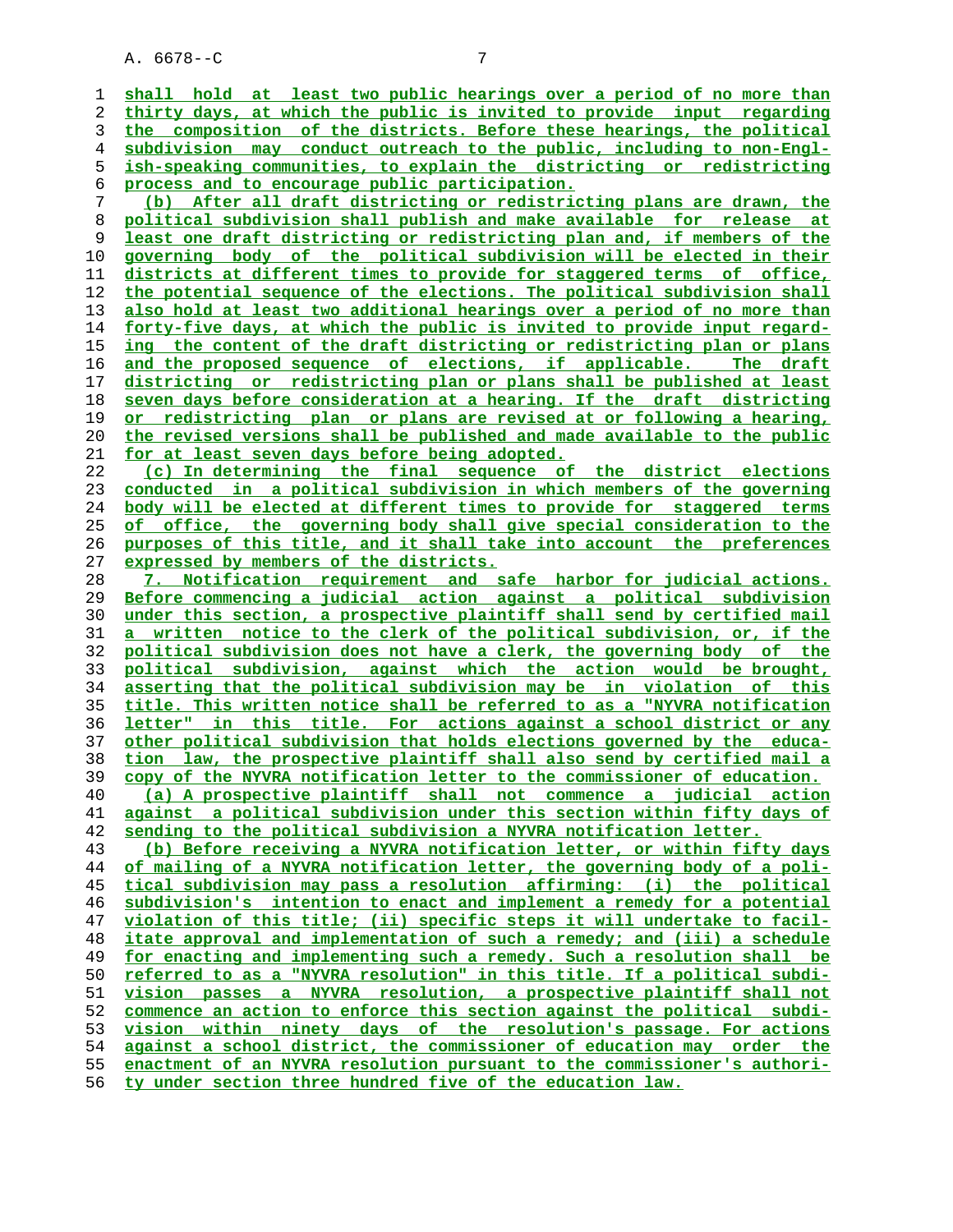shall hold at least two public hearings over a period of no more than thirty days, at which the public is invited to provide input regarding the composition of the districts. Before these hearings, the political subdivision may conduct outreach to the public, including to non-English-speaking communities, to explain the districting or redistricting process and to encourage public participation.

(b) After all draft districting or redistricting plans are drawn, the political subdivision shall publish and make available for release at least one draft districting or redistricting plan and, if members of the governing body of the political subdivision will be elected in their districts at different times to provide for staggered terms of office, the potential sequence of the elections. The political subdivision shall also hold at least two additional hearings over a period of no more than forty-five days, at which the public is invited to provide input regarding the content of the draft districting or redistricting plan or plans and the proposed sequence of elections, if applicable. The draft districting or redistricting plan or plans shall be published at least seven days before consideration at a hearing. If the draft districting or redistricting plan or plans are revised at or following a hearing, the revised versions shall be published and made available to the public for at least seven days before being adopted.

(c) In determining the final sequence of the district elections conducted in a political subdivision in which members of the governing body will be elected at different times to provide for staggered terms of office, the governing body shall give special consideration to the purposes of this title, and it shall take into account the preferences expressed by members of the districts.

7. Notification requirement and safe harbor for judicial actions. Before commencing a judicial action against a political subdivision under this section, a prospective plaintiff shall send by certified mail a written notice to the clerk of the political subdivision, or, if the political subdivision does not have a clerk, the governing body of the political subdivision, against which the action would be brought, asserting that the political subdivision may be in violation of this title. This written notice shall be referred to as a "NYVRA notification letter" in this title. For actions against a school district or any other political subdivision that holds elections governed by the education law, the prospective plaintiff shall also send by certified mail a copy of the NYVRA notification letter to the commissioner of education.

(a) A prospective plaintiff shall not commence a judicial action against a political subdivision under this section within fifty days of sending to the political subdivision a NYVRA notification letter.

(b) Before receiving a NYVRA notification letter, or within fifty days of mailing of a NYVRA notification letter, the governing body of a political subdivision may pass a resolution affirming: (i) the political subdivision's intention to enact and implement a remedy for a potential violation of this title; (ii) specific steps it will undertake to facilitate approval and implementation of such a remedy; and (iii) a schedule for enacting and implementing such a remedy. Such a resolution shall be referred to as a "NYVRA resolution" in this title. If a political subdivision passes a NYVRA resolution, a prospective plaintiff shall not commence an action to enforce this section against the political subdivision within ninety days of the resolution's passage. For actions against a school district, the commissioner of education may order the enactment of an NYVRA resolution pursuant to the commissioner's authority under section three hundred five of the education law.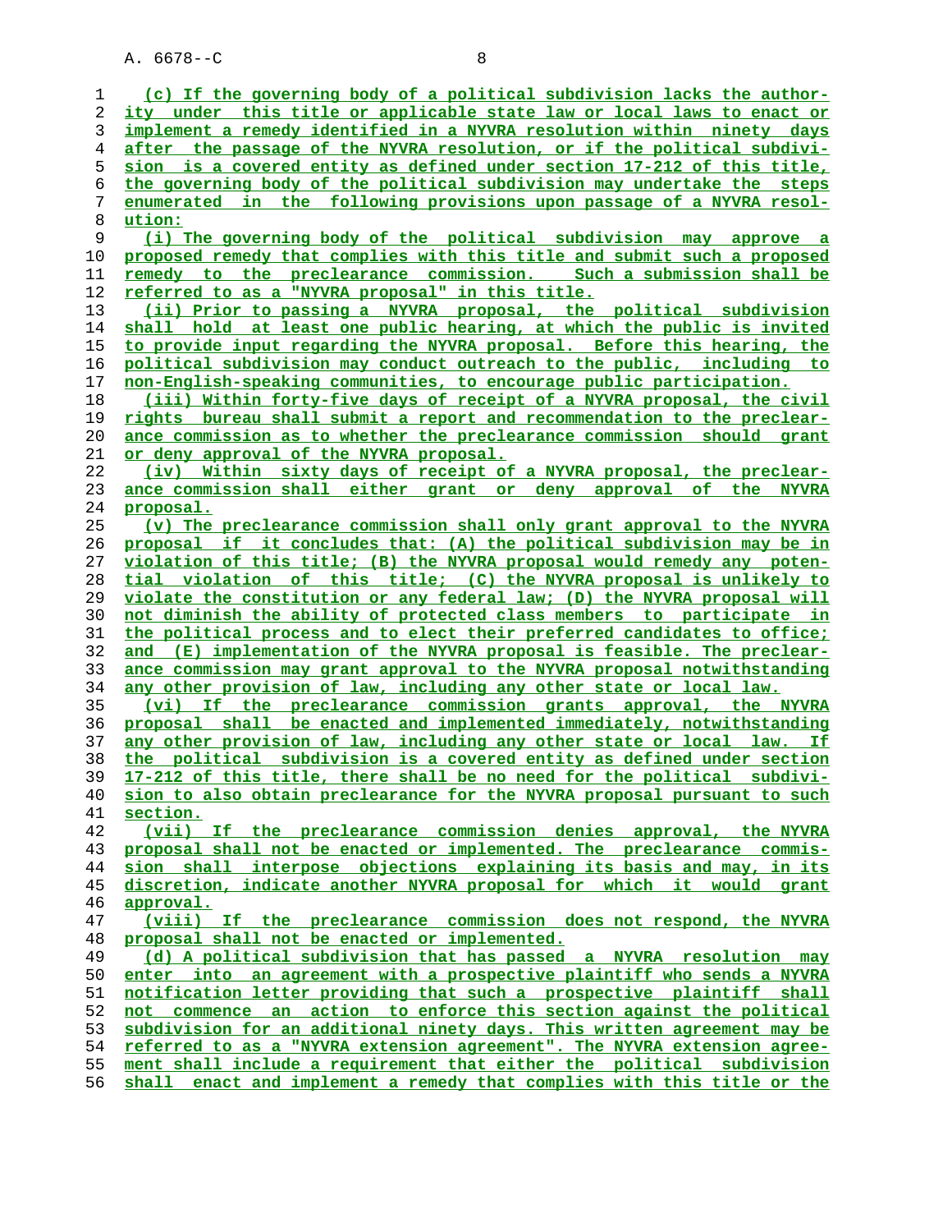(c) If the governing body of a political subdivision lacks the authority under this title or applicable state law or local laws to enact or implement a remedy identified in a NYVRA resolution within ninety days after the passage of the NYVRA resolution, or if the political subdivision is a covered entity as defined under section 17-212 of this title, the governing body of the political subdivision may undertake the steps enumerated in the following provisions upon passage of a NYVRA resolution:

(i) The governing body of the political subdivision may approve a proposed remedy that complies with this title and submit such a proposed remedy to the preclearance commission. Such a submission shall be referred to as a "NYVRA proposal" in this title.

(ii) Prior to passing a NYVRA proposal, the political subdivision shall hold at least one public hearing, at which the public is invited to provide input regarding the NYVRA proposal. Before this hearing, the political subdivision may conduct outreach to the public, including to non-English-speaking communities, to encourage public participation.

(iii) Within forty-five days of receipt of a NYVRA proposal, the civil rights bureau shall submit a report and recommendation to the preclearance commission as to whether the preclearance commission should grant or deny approval of the NYVRA proposal.

(iv) Within sixty days of receipt of a NYVRA proposal, the preclearance commission shall either grant or deny approval of the NYVRA proposal.

(v) The preclearance commission shall only grant approval to the NYVRA proposal if it concludes that: (A) the political subdivision may be in violation of this title; (B) the NYVRA proposal would remedy any potential violation of this title; (C) the NYVRA proposal is unlikely to violate the constitution or any federal law; (D) the NYVRA proposal will not diminish the ability of protected class members to participate in the political process and to elect their preferred candidates to office; and (E) implementation of the NYVRA proposal is feasible. The preclearance commission may grant approval to the NYVRA proposal notwithstanding any other provision of law, including any other state or local law.

(vi) If the preclearance commission grants approval, the NYVRA proposal shall be enacted and implemented immediately, notwithstanding any other provision of law, including any other state or local law. If the political subdivision is a covered entity as defined under section 17-212 of this title, there shall be no need for the political subdivision to also obtain preclearance for the NYVRA proposal pursuant to such section.

(vii) If the preclearance commission denies approval, the NYVRA proposal shall not be enacted or implemented. The preclearance commission shall interpose objections explaining its basis and may, in its discretion, indicate another NYVRA proposal for which it would grant approval.

(viii) If the preclearance commission does not respond, the NYVRA proposal shall not be enacted or implemented.

(d) A political subdivision that has passed a NYVRA resolution may enter into an agreement with a prospective plaintiff who sends a NYVRA notification letter providing that such a prospective plaintiff shall not commence an action to enforce this section against the political subdivision for an additional ninety days. This written agreement may be referred to as a "NYVRA extension agreement". The NYVRA extension agreement shall include a requirement that either the political subdivision shall enact and implement a remedy that complies with this title or the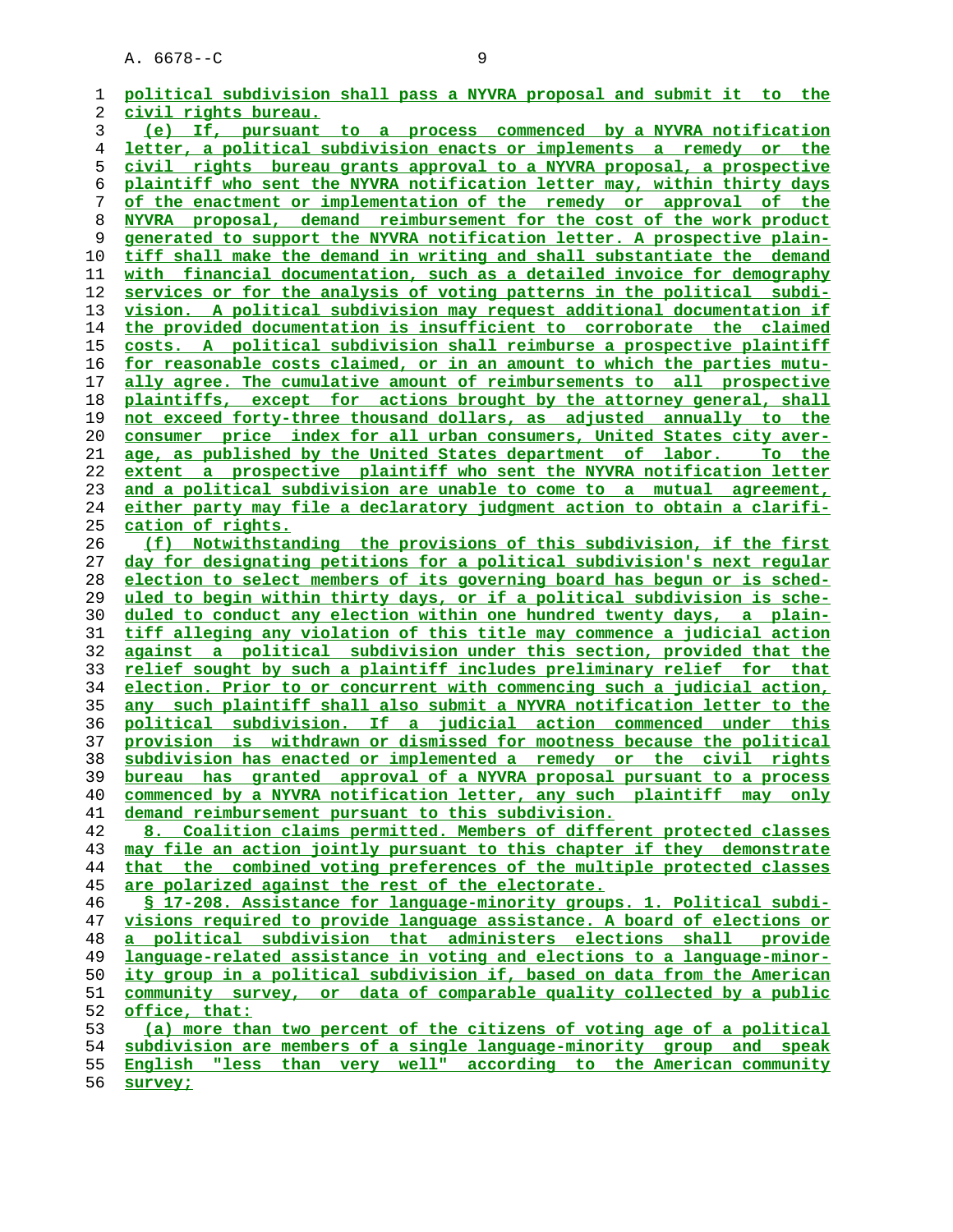political subdivision shall pass a NYVRA proposal and submit it to the civil rights bureau.

(e) If, pursuant to a process commenced by a NYVRA notification letter, a political subdivision enacts or implements a remedy or the civil rights bureau grants approval to a NYVRA proposal, a prospective plaintiff who sent the NYVRA notification letter may, within thirty days of the enactment or implementation of the remedy or approval of the NYVRA proposal, demand reimbursement for the cost of the work product generated to support the NYVRA notification letter. A prospective plaintiff shall make the demand in writing and shall substantiate the demand with financial documentation, such as a detailed invoice for demography services or for the analysis of voting patterns in the political subdivision. A political subdivision may request additional documentation if the provided documentation is insufficient to corroborate the claimed costs. A political subdivision shall reimburse a prospective plaintiff for reasonable costs claimed, or in an amount to which the parties mutually agree. The cumulative amount of reimbursements to all prospective plaintiffs, except for actions brought by the attorney general, shall not exceed forty-three thousand dollars, as adjusted annually to the consumer price index for all urban consumers, United States city average, as published by the United States department of labor. To the extent a prospective plaintiff who sent the NYVRA notification letter and a political subdivision are unable to come to a mutual agreement, either party may file a declaratory judgment action to obtain a clarification of rights.

(f) Notwithstanding the provisions of this subdivision, if the first day for designating petitions for a political subdivision's next regular election to select members of its governing board has begun or is scheduled to begin within thirty days, or if a political subdivision is scheduled to conduct any election within one hundred twenty days, a plaintiff alleging any violation of this title may commence a judicial action against a political subdivision under this section, provided that the relief sought by such a plaintiff includes preliminary relief for that election. Prior to or concurrent with commencing such a judicial action, any such plaintiff shall also submit a NYVRA notification letter to the political subdivision. If a judicial action commenced under this provision is withdrawn or dismissed for mootness because the political subdivision has enacted or implemented a remedy or the civil rights bureau has granted approval of a NYVRA proposal pursuant to a process commenced by a NYVRA notification letter, any such plaintiff may only demand reimbursement pursuant to this subdivision.

8. Coalition claims permitted. Members of different protected classes may file an action jointly pursuant to this chapter if they demonstrate that the combined voting preferences of the multiple protected classes are polarized against the rest of the electorate.

§ 17-208. Assistance for language-minority groups. 1. Political subdivisions required to provide language assistance. A board of elections or a political subdivision that administers elections shall provide language-related assistance in voting and elections to a language-minority group in a political subdivision if, based on data from the American community survey, or data of comparable quality collected by a public office, that:

(a) more than two percent of the citizens of voting age of a political subdivision are members of a single language-minority group and speak English "less than very well" according to the American community survey;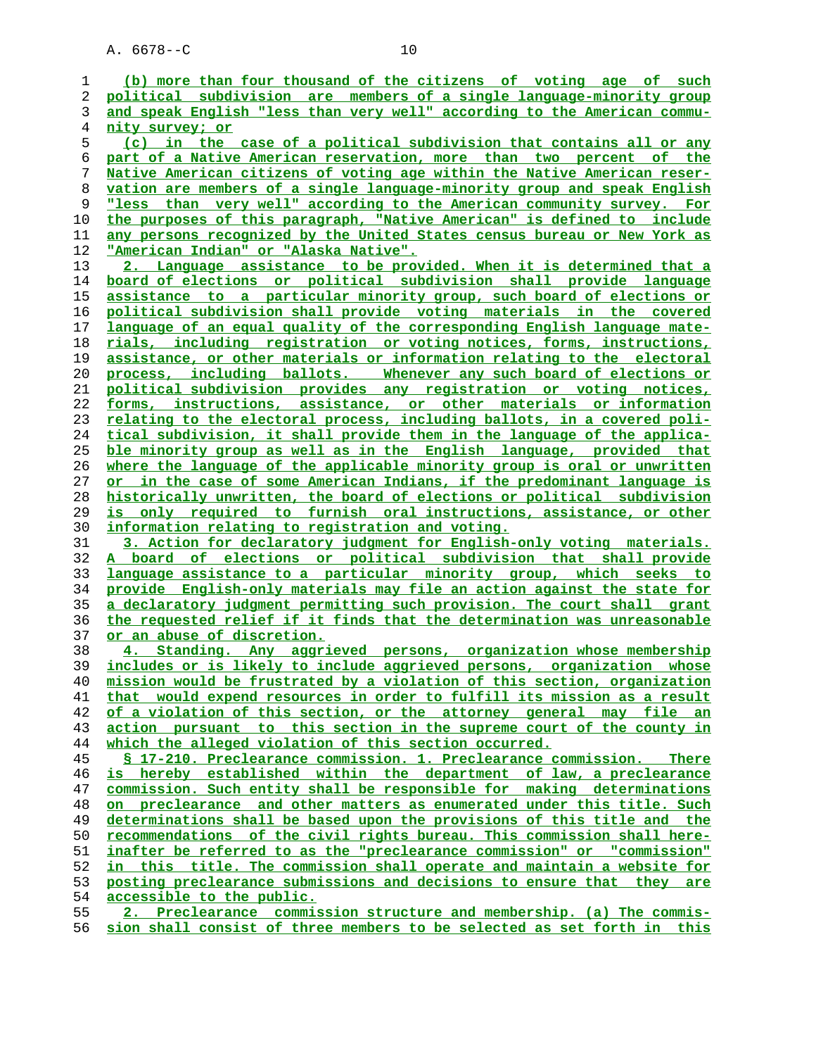(b) more than four thousand of the citizens of voting age of such political subdivision are members of a single language-minority group and speak English "less than very well" according to the American community survey; or

(c) in the case of a political subdivision that contains all or any part of a Native American reservation, more than two percent of the Native American citizens of voting age within the Native American reservation are members of a single language-minority group and speak English "less than very well" according to the American community survey. For the purposes of this paragraph, "Native American" is defined to include any persons recognized by the United States census bureau or New York as "American Indian" or "Alaska Native".

2. Language assistance to be provided. When it is determined that a board of elections or political subdivision shall provide language assistance to a particular minority group, such board of elections or political subdivision shall provide voting materials in the covered language of an equal quality of the corresponding English language materials, including registration or voting notices, forms, instructions, assistance, or other materials or information relating to the electoral process, including ballots. Whenever any such board of elections or political subdivision provides any registration or voting notices, forms, instructions, assistance, or other materials or information relating to the electoral process, including ballots, in a covered political subdivision, it shall provide them in the language of the applicable minority group as well as in the English language, provided that where the language of the applicable minority group is oral or unwritten or in the case of some American Indians, if the predominant language is historically unwritten, the board of elections or political subdivision is only required to furnish oral instructions, assistance, or other information relating to registration and voting.

3. Action for declaratory judgment for English-only voting materials. A board of elections or political subdivision that shall provide language assistance to a particular minority group, which seeks to provide English-only materials may file an action against the state for a declaratory judgment permitting such provision. The court shall grant the requested relief if it finds that the determination was unreasonable or an abuse of discretion.

4. Standing. Any aggrieved persons, organization whose membership includes or is likely to include aggrieved persons, organization whose mission would be frustrated by a violation of this section, organization that would expend resources in order to fulfill its mission as a result of a violation of this section, or the attorney general may file an action pursuant to this section in the supreme court of the county in which the alleged violation of this section occurred.

§ 17-210. Preclearance commission. 1. Preclearance commission. There is hereby established within the department of law, a preclearance commission. Such entity shall be responsible for making determinations on preclearance and other matters as enumerated under this title. Such determinations shall be based upon the provisions of this title and the recommendations of the civil rights bureau. This commission shall hereinafter be referred to as the "preclearance commission" or "commission" in this title. The commission shall operate and maintain a website for posting preclearance submissions and decisions to ensure that they are accessible to the public.

2. Preclearance commission structure and membership. (a) The commission shall consist of three members to be selected as set forth in this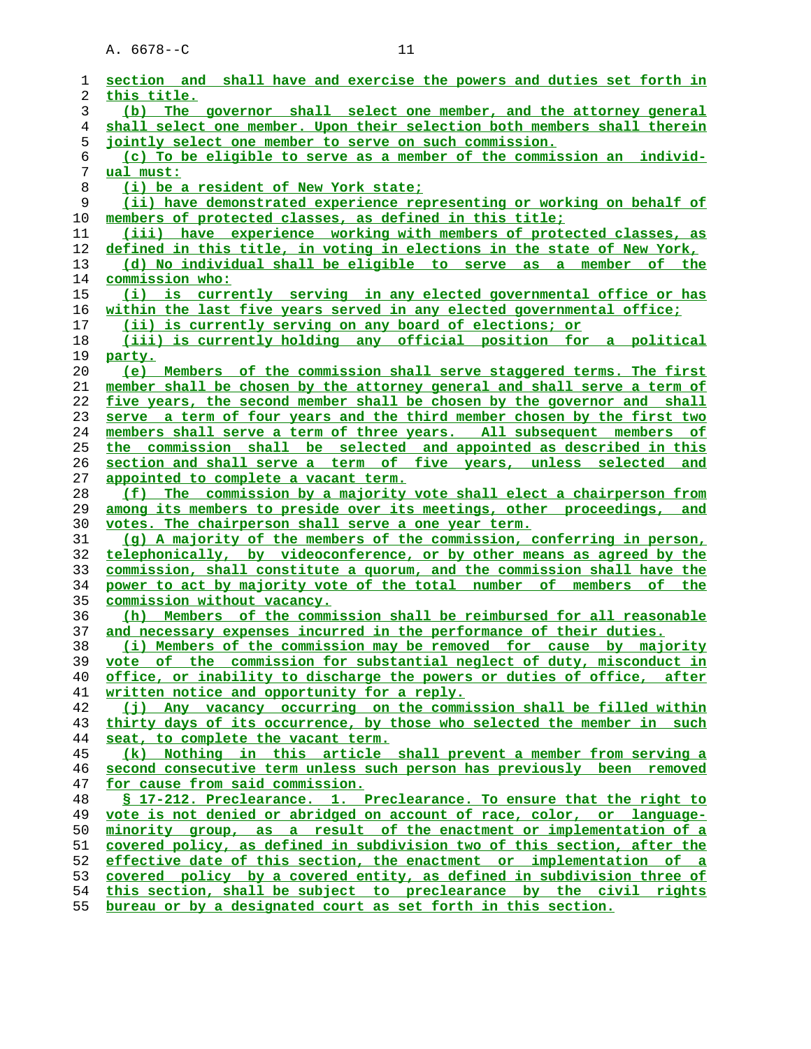section and shall have and exercise the powers and duties set forth in this title.

(b) The governor shall select one member, and the attorney general shall select one member. Upon their selection both members shall therein jointly select one member to serve on such commission.

(c) To be eligible to serve as a member of the commission an individual must:

(i) be a resident of New York state;

(ii) have demonstrated experience representing or working on behalf of members of protected classes, as defined in this title;

(iii) have experience working with members of protected classes, as defined in this title, in voting in elections in the state of New York,

(d) No individual shall be eligible to serve as a member of the commission who:

(i) is currently serving in any elected governmental office or has within the last five years served in any elected governmental office;

(ii) is currently serving on any board of elections; or

(iii) is currently holding any official position for a political party.

(e) Members of the commission shall serve staggered terms. The first member shall be chosen by the attorney general and shall serve a term of five years, the second member shall be chosen by the governor and shall serve a term of four years and the third member chosen by the first two members shall serve a term of three years. All subsequent members of the commission shall be selected and appointed as described in this section and shall serve a term of five years, unless selected and appointed to complete a vacant term.

(f) The commission by a majority vote shall elect a chairperson from among its members to preside over its meetings, other proceedings, and votes. The chairperson shall serve a one year term.

(g) A majority of the members of the commission, conferring in person, telephonically, by videoconference, or by other means as agreed by the commission, shall constitute a quorum, and the commission shall have the power to act by majority vote of the total number of members of the commission without vacancy.

(h) Members of the commission shall be reimbursed for all reasonable and necessary expenses incurred in the performance of their duties.

(i) Members of the commission may be removed for cause by majority vote of the commission for substantial neglect of duty, misconduct in office, or inability to discharge the powers or duties of office, after written notice and opportunity for a reply.

(j) Any vacancy occurring on the commission shall be filled within thirty days of its occurrence, by those who selected the member in such seat, to complete the vacant term.

(k) Nothing in this article shall prevent a member from serving a second consecutive term unless such person has previously been removed for cause from said commission.

§ 17-212. Preclearance. 1. Preclearance. To ensure that the right to vote is not denied or abridged on account of race, color, or language-minority group, as a result of the enactment or implementation of a covered policy, as defined in subdivision two of this section, after the effective date of this section, the enactment or implementation of a covered policy by a covered entity, as defined in subdivision three of this section, shall be subject to preclearance by the civil rights bureau or by a designated court as set forth in this section.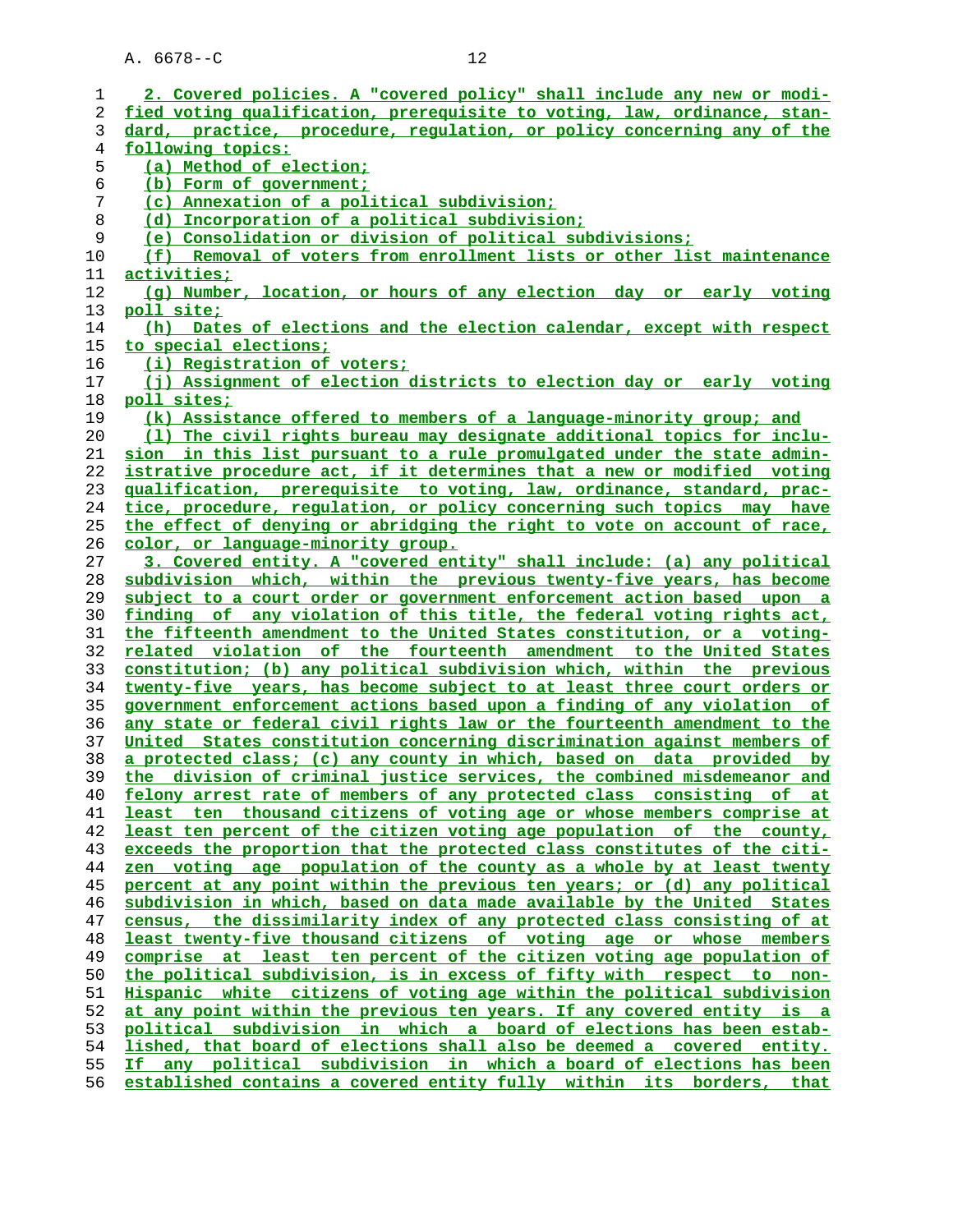2. Covered policies. A "covered policy" shall include any new or modified voting qualification, prerequisite to voting, law, ordinance, standard, practice, procedure, regulation, or policy concerning any of the following topics:

(a) Method of election;

(b) Form of government;

(c) Annexation of a political subdivision;

(d) Incorporation of a political subdivision;

(e) Consolidation or division of political subdivisions;

(f) Removal of voters from enrollment lists or other list maintenance activities;

(g) Number, location, or hours of any election day or early voting poll site;

(h) Dates of elections and the election calendar, except with respect to special elections;

(i) Registration of voters;

(j) Assignment of election districts to election day or early voting poll sites;

(k) Assistance offered to members of a language-minority group; and

(l) The civil rights bureau may designate additional topics for inclusion in this list pursuant to a rule promulgated under the state administrative procedure act, if it determines that a new or modified voting qualification, prerequisite to voting, law, ordinance, standard, practice, procedure, regulation, or policy concerning such topics may have the effect of denying or abridging the right to vote on account of race, color, or language-minority group.

3. Covered entity. A "covered entity" shall include: (a) any political subdivision which, within the previous twenty-five years, has become subject to a court order or government enforcement action based upon a finding of any violation of this title, the federal voting rights act, the fifteenth amendment to the United States constitution, or a voting-related violation of the fourteenth amendment to the United States constitution; (b) any political subdivision which, within the previous twenty-five years, has become subject to at least three court orders or government enforcement actions based upon a finding of any violation of any state or federal civil rights law or the fourteenth amendment to the United States constitution concerning discrimination against members of a protected class; (c) any county in which, based on data provided by the division of criminal justice services, the combined misdemeanor and felony arrest rate of members of any protected class consisting of at least ten thousand citizens of voting age or whose members comprise at least ten percent of the citizen voting age population of the county, exceeds the proportion that the protected class constitutes of the citizen voting age population of the county as a whole by at least twenty percent at any point within the previous ten years; or (d) any political subdivision in which, based on data made available by the United States census, the dissimilarity index of any protected class consisting of at least twenty-five thousand citizens of voting age or whose members comprise at least ten percent of the citizen voting age population of the political subdivision, is in excess of fifty with respect to non-Hispanic white citizens of voting age within the political subdivision at any point within the previous ten years. If any covered entity is a political subdivision in which a board of elections has been established, that board of elections shall also be deemed a covered entity. If any political subdivision in which a board of elections has been established contains a covered entity fully within its borders, that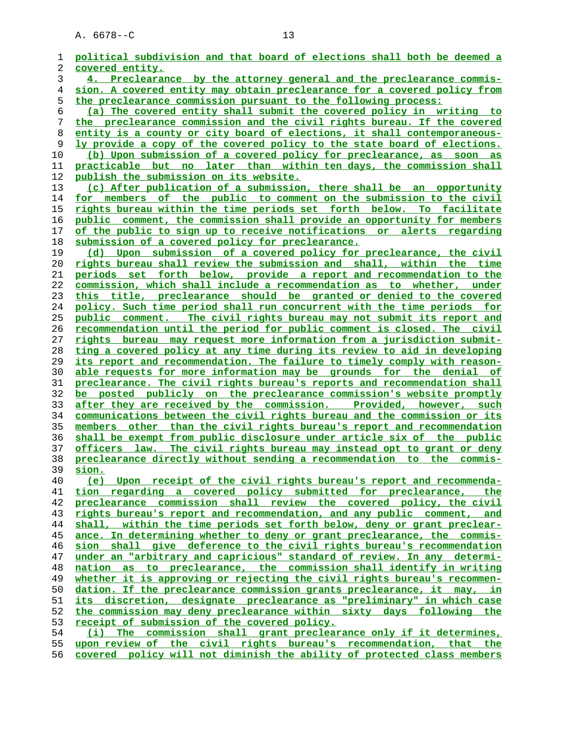political subdivision and that board of elections shall both be deemed a covered entity.

4. Preclearance by the attorney general and the preclearance commission. A covered entity may obtain preclearance for a covered policy from the preclearance commission pursuant to the following process:

(a) The covered entity shall submit the covered policy in writing to the preclearance commission and the civil rights bureau. If the covered entity is a county or city board of elections, it shall contemporaneously provide a copy of the covered policy to the state board of elections.

(b) Upon submission of a covered policy for preclearance, as soon as practicable but no later than within ten days, the commission shall publish the submission on its website.

(c) After publication of a submission, there shall be an opportunity for members of the public to comment on the submission to the civil rights bureau within the time periods set forth below. To facilitate public comment, the commission shall provide an opportunity for members of the public to sign up to receive notifications or alerts regarding submission of a covered policy for preclearance.

(d) Upon submission of a covered policy for preclearance, the civil rights bureau shall review the submission and shall, within the time periods set forth below, provide a report and recommendation to the commission, which shall include a recommendation as to whether, under this title, preclearance should be granted or denied to the covered policy. Such time period shall run concurrent with the time periods for public comment. The civil rights bureau may not submit its report and recommendation until the period for public comment is closed. The civil rights bureau may request more information from a jurisdiction submitting a covered policy at any time during its review to aid in developing its report and recommendation. The failure to timely comply with reasonable requests for more information may be grounds for the denial of preclearance. The civil rights bureau's reports and recommendation shall be posted publicly on the preclearance commission's website promptly after they are received by the commission. Provided, however, such communications between the civil rights bureau and the commission or its members other than the civil rights bureau's report and recommendation shall be exempt from public disclosure under article six of the public officers law. The civil rights bureau may instead opt to grant or deny preclearance directly without sending a recommendation to the commission.

(e) Upon receipt of the civil rights bureau's report and recommendation regarding a covered policy submitted for preclearance, the preclearance commission shall review the covered policy, the civil rights bureau's report and recommendation, and any public comment, and shall, within the time periods set forth below, deny or grant preclearance. In determining whether to deny or grant preclearance, the commission shall give deference to the civil rights bureau's recommendation under an "arbitrary and capricious" standard of review. In any determination as to preclearance, the commission shall identify in writing whether it is approving or rejecting the civil rights bureau's recommendation. If the preclearance commission grants preclearance, it may, in its discretion, designate preclearance as "preliminary" in which case the commission may deny preclearance within sixty days following the receipt of submission of the covered policy.

(i) The commission shall grant preclearance only if it determines, upon review of the civil rights bureau's recommendation, that the covered policy will not diminish the ability of protected class members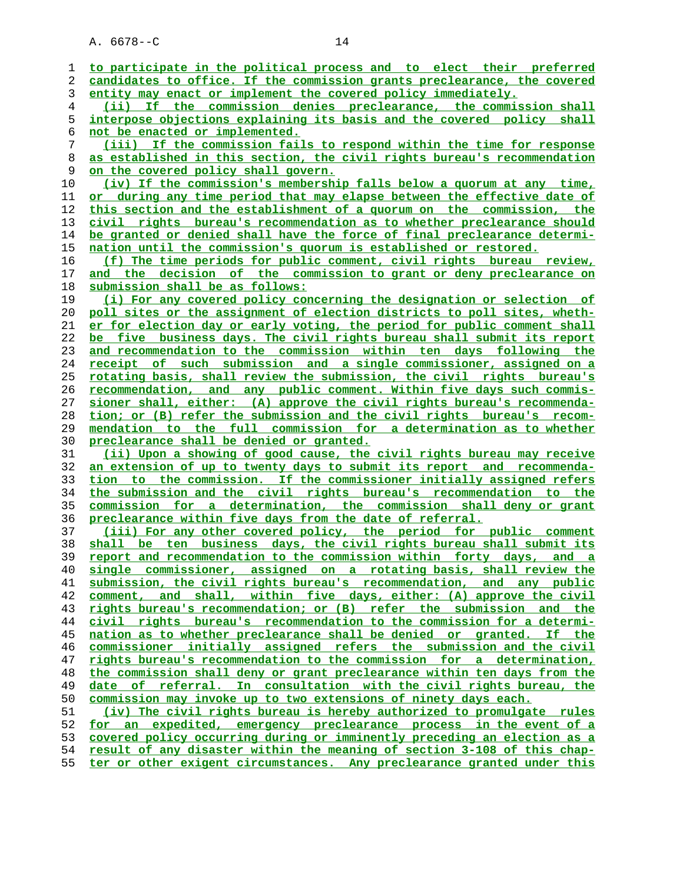to participate in the political process and to elect their preferred candidates to office. If the commission grants preclearance, the covered entity may enact or implement the covered policy immediately.

(ii) If the commission denies preclearance, the commission shall interpose objections explaining its basis and the covered policy shall not be enacted or implemented.

(iii) If the commission fails to respond within the time for response as established in this section, the civil rights bureau's recommendation on the covered policy shall govern.

(iv) If the commission's membership falls below a quorum at any time, or during any time period that may elapse between the effective date of this section and the establishment of a quorum on the commission, the civil rights bureau's recommendation as to whether preclearance should be granted or denied shall have the force of final preclearance determination until the commission's quorum is established or restored.

(f) The time periods for public comment, civil rights bureau review, and the decision of the commission to grant or deny preclearance on submission shall be as follows:

(i) For any covered policy concerning the designation or selection of poll sites or the assignment of election districts to poll sites, whether for election day or early voting, the period for public comment shall be five business days. The civil rights bureau shall submit its report and recommendation to the commission within ten days following the receipt of such submission and a single commissioner, assigned on a rotating basis, shall review the submission, the civil rights bureau's recommendation, and any public comment. Within five days such commissioner shall, either: (A) approve the civil rights bureau's recommendation; or (B) refer the submission and the civil rights bureau's recommendation to the full commission for a determination as to whether preclearance shall be denied or granted.

(ii) Upon a showing of good cause, the civil rights bureau may receive an extension of up to twenty days to submit its report and recommendation to the commission. If the commissioner initially assigned refers the submission and the civil rights bureau's recommendation to the commission for a determination, the commission shall deny or grant preclearance within five days from the date of referral.

(iii) For any other covered policy, the period for public comment shall be ten business days, the civil rights bureau shall submit its report and recommendation to the commission within forty days, and a single commissioner, assigned on a rotating basis, shall review the submission, the civil rights bureau's recommendation, and any public comment, and shall, within five days, either: (A) approve the civil rights bureau's recommendation; or (B) refer the submission and the civil rights bureau's recommendation to the commission for a determination as to whether preclearance shall be denied or granted. If the commissioner initially assigned refers the submission and the civil rights bureau's recommendation to the commission for a determination, the commission shall deny or grant preclearance within ten days from the date of referral. In consultation with the civil rights bureau, the commission may invoke up to two extensions of ninety days each.

(iv) The civil rights bureau is hereby authorized to promulgate rules for an expedited, emergency preclearance process in the event of a covered policy occurring during or imminently preceding an election as a result of any disaster within the meaning of section 3-108 of this chapter or other exigent circumstances. Any preclearance granted under this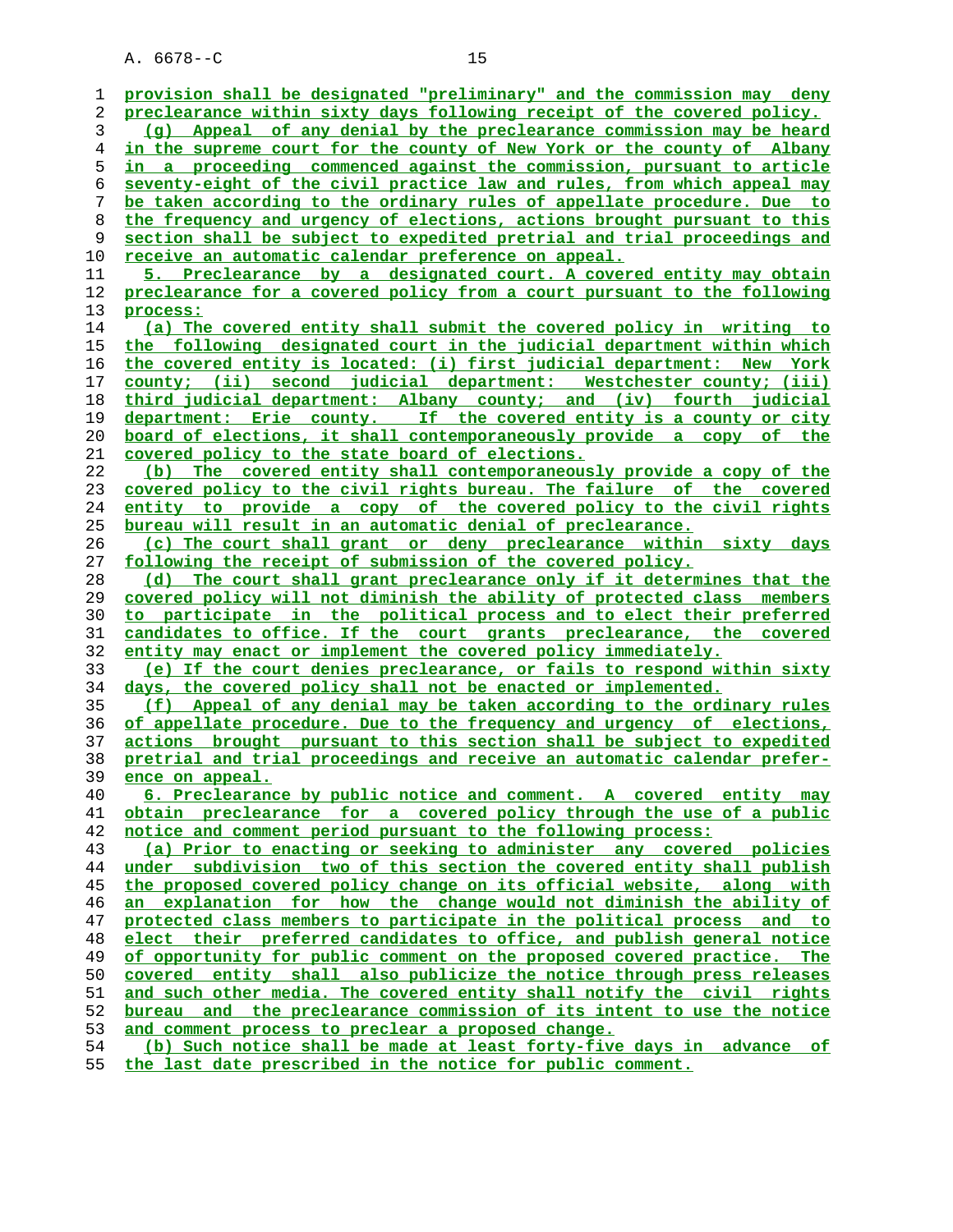provision shall be designated "preliminary" and the commission may deny preclearance within sixty days following receipt of the covered policy.

(g) Appeal of any denial by the preclearance commission may be heard in the supreme court for the county of New York or the county of Albany in a proceeding commenced against the commission, pursuant to article seventy-eight of the civil practice law and rules, from which appeal may be taken according to the ordinary rules of appellate procedure. Due to the frequency and urgency of elections, actions brought pursuant to this section shall be subject to expedited pretrial and trial proceedings and receive an automatic calendar preference on appeal.

5. Preclearance by a designated court. A covered entity may obtain preclearance for a covered policy from a court pursuant to the following process:

(a) The covered entity shall submit the covered policy in writing to the following designated court in the judicial department within which the covered entity is located: (i) first judicial department: New York county; (ii) second judicial department: Westchester county; (iii) third judicial department: Albany county; and (iv) fourth judicial department: Erie county. If the covered entity is a county or city board of elections, it shall contemporaneously provide a copy of the covered policy to the state board of elections.

(b) The covered entity shall contemporaneously provide a copy of the covered policy to the civil rights bureau. The failure of the covered entity to provide a copy of the covered policy to the civil rights bureau will result in an automatic denial of preclearance.

(c) The court shall grant or deny preclearance within sixty days following the receipt of submission of the covered policy.

(d) The court shall grant preclearance only if it determines that the covered policy will not diminish the ability of protected class members to participate in the political process and to elect their preferred candidates to office. If the court grants preclearance, the covered entity may enact or implement the covered policy immediately.

(e) If the court denies preclearance, or fails to respond within sixty days, the covered policy shall not be enacted or implemented.

(f) Appeal of any denial may be taken according to the ordinary rules of appellate procedure. Due to the frequency and urgency of elections, actions brought pursuant to this section shall be subject to expedited pretrial and trial proceedings and receive an automatic calendar preference on appeal.

6. Preclearance by public notice and comment. A covered entity may obtain preclearance for a covered policy through the use of a public notice and comment period pursuant to the following process:

(a) Prior to enacting or seeking to administer any covered policies under subdivision two of this section the covered entity shall publish the proposed covered policy change on its official website, along with an explanation for how the change would not diminish the ability of protected class members to participate in the political process and to elect their preferred candidates to office, and publish general notice of opportunity for public comment on the proposed covered practice. The covered entity shall also publicize the notice through press releases and such other media. The covered entity shall notify the civil rights bureau and the preclearance commission of its intent to use the notice and comment process to preclear a proposed change.

(b) Such notice shall be made at least forty-five days in advance of the last date prescribed in the notice for public comment.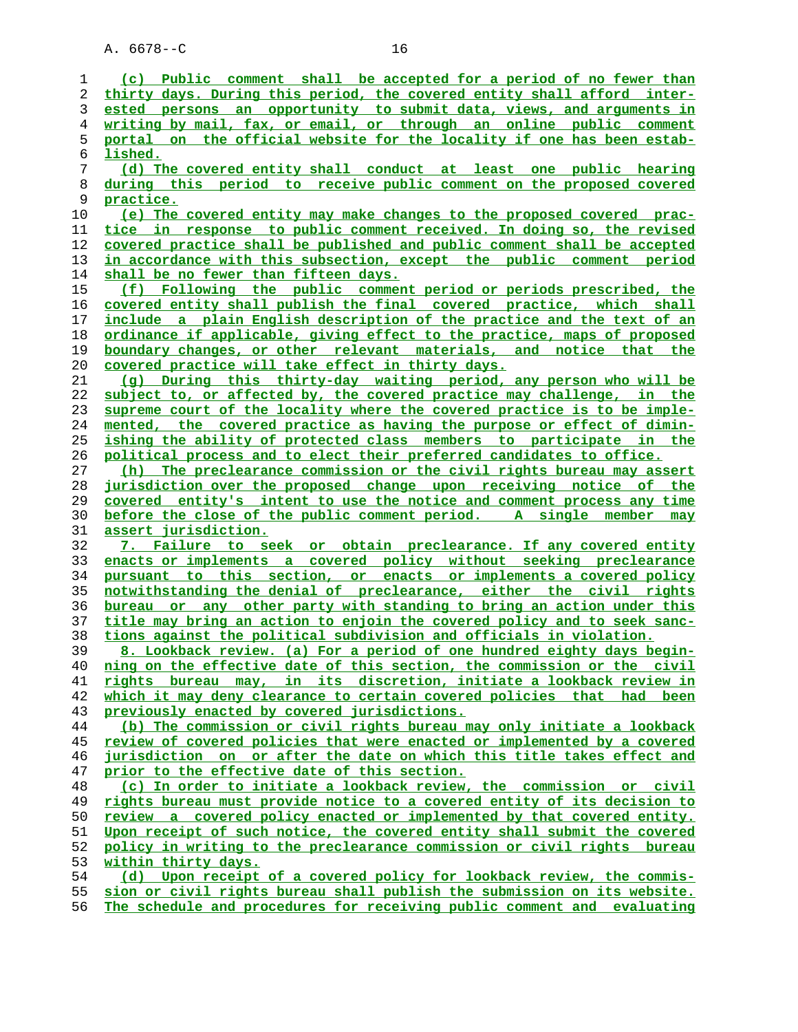(c) Public comment shall be accepted for a period of no fewer than thirty days. During this period, the covered entity shall afford interested persons an opportunity to submit data, views, and arguments in writing by mail, fax, or email, or through an online public comment portal on the official website for the locality if one has been established.

(d) The covered entity shall conduct at least one public hearing during this period to receive public comment on the proposed covered practice.

(e) The covered entity may make changes to the proposed covered practice in response to public comment received. In doing so, the revised covered practice shall be published and public comment shall be accepted in accordance with this subsection, except the public comment period shall be no fewer than fifteen days.

(f) Following the public comment period or periods prescribed, the covered entity shall publish the final covered practice, which shall include a plain English description of the practice and the text of an ordinance if applicable, giving effect to the practice, maps of proposed boundary changes, or other relevant materials, and notice that the covered practice will take effect in thirty days.

(g) During this thirty-day waiting period, any person who will be subject to, or affected by, the covered practice may challenge, in the supreme court of the locality where the covered practice is to be implemented, the covered practice as having the purpose or effect of diminishing the ability of protected class members to participate in the political process and to elect their preferred candidates to office.

(h) The preclearance commission or the civil rights bureau may assert jurisdiction over the proposed change upon receiving notice of the covered entity's intent to use the notice and comment process any time before the close of the public comment period. A single member may assert jurisdiction.

7. Failure to seek or obtain preclearance. If any covered entity enacts or implements a covered policy without seeking preclearance pursuant to this section, or enacts or implements a covered policy notwithstanding the denial of preclearance, either the civil rights bureau or any other party with standing to bring an action under this title may bring an action to enjoin the covered policy and to seek sanctions against the political subdivision and officials in violation.

8. Lookback review. (a) For a period of one hundred eighty days beginning on the effective date of this section, the commission or the civil rights bureau may, in its discretion, initiate a lookback review in which it may deny clearance to certain covered policies that had been previously enacted by covered jurisdictions.

(b) The commission or civil rights bureau may only initiate a lookback review of covered policies that were enacted or implemented by a covered jurisdiction on or after the date on which this title takes effect and prior to the effective date of this section.

(c) In order to initiate a lookback review, the commission or civil rights bureau must provide notice to a covered entity of its decision to review a covered policy enacted or implemented by that covered entity. Upon receipt of such notice, the covered entity shall submit the covered policy in writing to the preclearance commission or civil rights bureau within thirty days.

(d) Upon receipt of a covered policy for lookback review, the commission or civil rights bureau shall publish the submission on its website. The schedule and procedures for receiving public comment and evaluating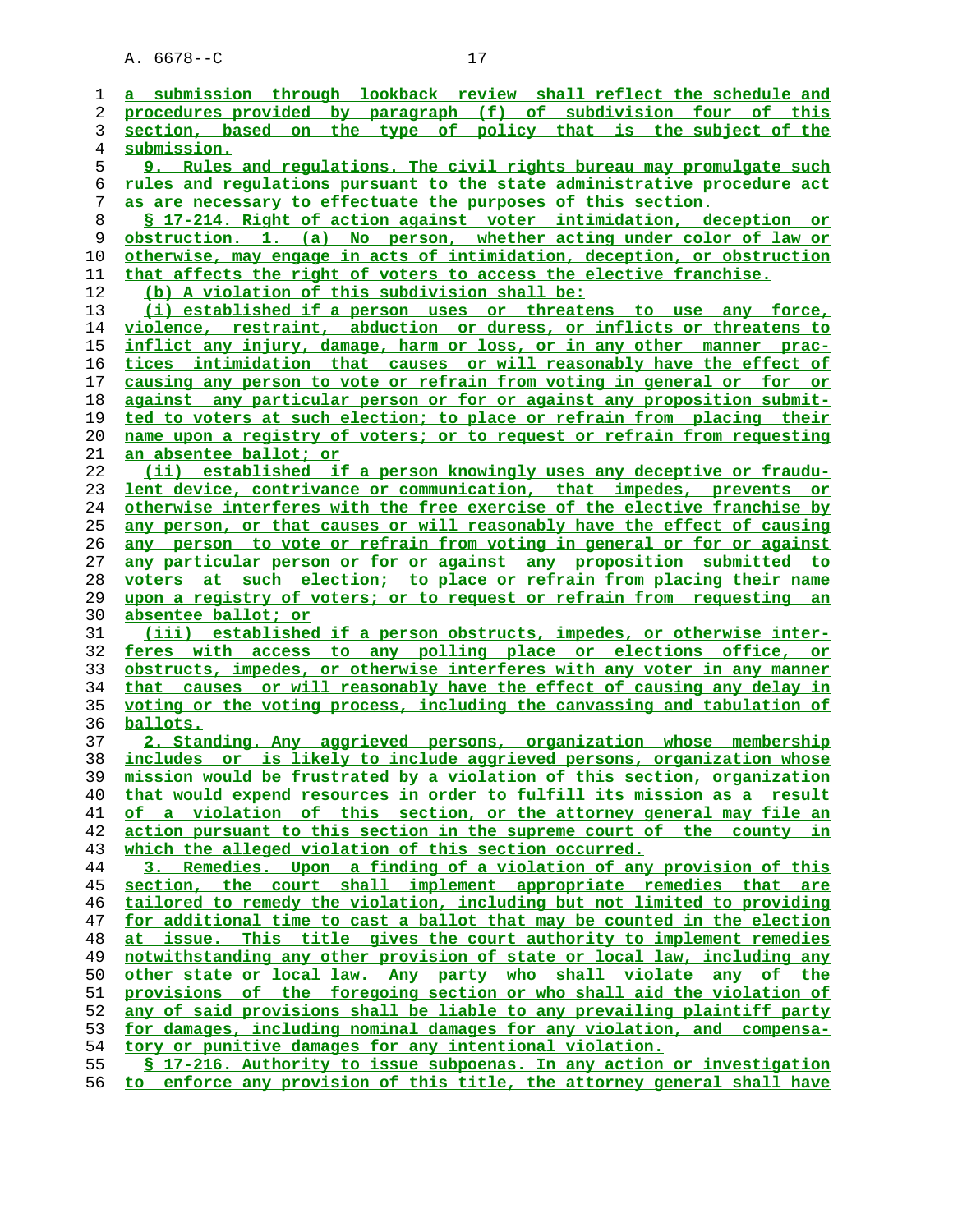a submission through lookback review shall reflect the schedule and procedures provided by paragraph (f) of subdivision four of this section, based on the type of policy that is the subject of the submission.

9. Rules and regulations. The civil rights bureau may promulgate such rules and regulations pursuant to the state administrative procedure act as are necessary to effectuate the purposes of this section.

§ 17-214. Right of action against voter intimidation, deception or obstruction. 1. (a) No person, whether acting under color of law or otherwise, may engage in acts of intimidation, deception, or obstruction that affects the right of voters to access the elective franchise.

(b) A violation of this subdivision shall be:

(i) established if a person uses or threatens to use any force, violence, restraint, abduction or duress, or inflicts or threatens to inflict any injury, damage, harm or loss, or in any other manner practices intimidation that causes or will reasonably have the effect of causing any person to vote or refrain from voting in general or for or against any particular person or for or against any proposition submitted to voters at such election; to place or refrain from placing their name upon a registry of voters; or to request or refrain from requesting an absentee ballot; or

(ii) established if a person knowingly uses any deceptive or fraudulent device, contrivance or communication, that impedes, prevents or otherwise interferes with the free exercise of the elective franchise by any person, or that causes or will reasonably have the effect of causing any person to vote or refrain from voting in general or for or against any particular person or for or against any proposition submitted to voters at such election; to place or refrain from placing their name upon a registry of voters; or to request or refrain from requesting an absentee ballot; or

(iii) established if a person obstructs, impedes, or otherwise interferes with access to any polling place or elections office, or obstructs, impedes, or otherwise interferes with any voter in any manner that causes or will reasonably have the effect of causing any delay in voting or the voting process, including the canvassing and tabulation of ballots.

2. Standing. Any aggrieved persons, organization whose membership includes or is likely to include aggrieved persons, organization whose mission would be frustrated by a violation of this section, organization that would expend resources in order to fulfill its mission as a result of a violation of this section, or the attorney general may file an action pursuant to this section in the supreme court of the county in which the alleged violation of this section occurred.

3. Remedies. Upon a finding of a violation of any provision of this section, the court shall implement appropriate remedies that are tailored to remedy the violation, including but not limited to providing for additional time to cast a ballot that may be counted in the election at issue. This title gives the court authority to implement remedies notwithstanding any other provision of state or local law, including any other state or local law. Any party who shall violate any of the provisions of the foregoing section or who shall aid the violation of any of said provisions shall be liable to any prevailing plaintiff party for damages, including nominal damages for any violation, and compensatory or punitive damages for any intentional violation.

§ 17-216. Authority to issue subpoenas. In any action or investigation to enforce any provision of this title, the attorney general shall have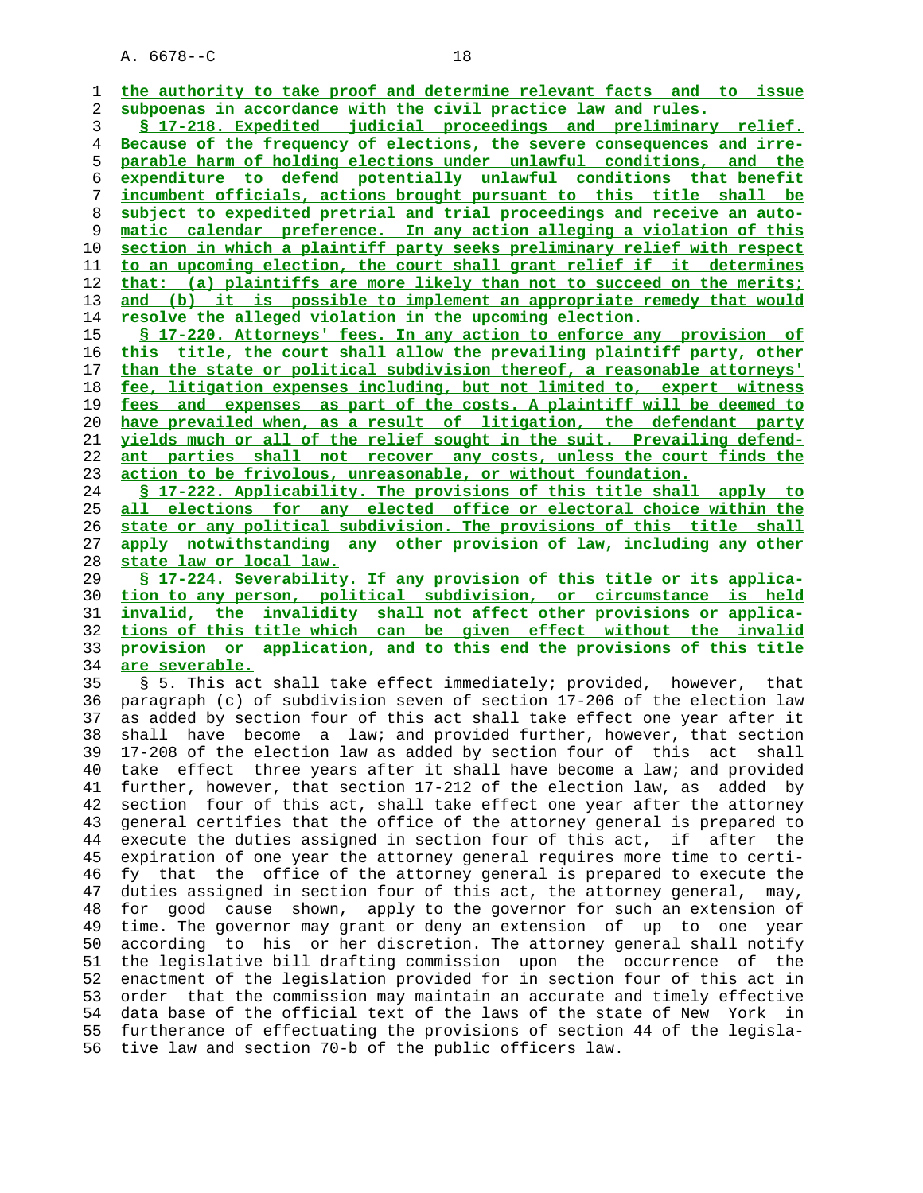the authority to take proof and determine relevant facts and to issue subpoenas in accordance with the civil practice law and rules.

§ 17-218. Expedited judicial proceedings and preliminary relief. Because of the frequency of elections, the severe consequences and irreparable harm of holding elections under unlawful conditions, and the expenditure to defend potentially unlawful conditions that benefit incumbent officials, actions brought pursuant to this title shall be subject to expedited pretrial and trial proceedings and receive an automatic calendar preference. In any action alleging a violation of this section in which a plaintiff party seeks preliminary relief with respect to an upcoming election, the court shall grant relief if it determines that: (a) plaintiffs are more likely than not to succeed on the merits; and (b) it is possible to implement an appropriate remedy that would resolve the alleged violation in the upcoming election.

§ 17-220. Attorneys' fees. In any action to enforce any provision of this title, the court shall allow the prevailing plaintiff party, other than the state or political subdivision thereof, a reasonable attorneys' fee, litigation expenses including, but not limited to, expert witness fees and expenses as part of the costs. A plaintiff will be deemed to have prevailed when, as a result of litigation, the defendant party yields much or all of the relief sought in the suit. Prevailing defendant parties shall not recover any costs, unless the court finds the action to be frivolous, unreasonable, or without foundation.

§ 17-222. Applicability. The provisions of this title shall apply to all elections for any elected office or electoral choice within the state or any political subdivision. The provisions of this title shall apply notwithstanding any other provision of law, including any other state law or local law.

§ 17-224. Severability. If any provision of this title or its application to any person, political subdivision, or circumstance is held invalid, the invalidity shall not affect other provisions or applications of this title which can be given effect without the invalid provision or application, and to this end the provisions of this title are severable.

§ 5. This act shall take effect immediately; provided, however, that paragraph (c) of subdivision seven of section 17-206 of the election law as added by section four of this act shall take effect one year after it shall have become a law; and provided further, however, that section 17-208 of the election law as added by section four of this act shall take effect three years after it shall have become a law; and provided further, however, that section 17-212 of the election law, as added by section four of this act, shall take effect one year after the attorney general certifies that the office of the attorney general is prepared to execute the duties assigned in section four of this act, if after the expiration of one year the attorney general requires more time to certify that the office of the attorney general is prepared to execute the duties assigned in section four of this act, the attorney general, may, for good cause shown, apply to the governor for such an extension of time. The governor may grant or deny an extension of up to one year according to his or her discretion. The attorney general shall notify the legislative bill drafting commission upon the occurrence of the enactment of the legislation provided for in section four of this act in order that the commission may maintain an accurate and timely effective data base of the official text of the laws of the state of New York in furtherance of effectuating the provisions of section 44 of the legislative law and section 70-b of the public officers law.